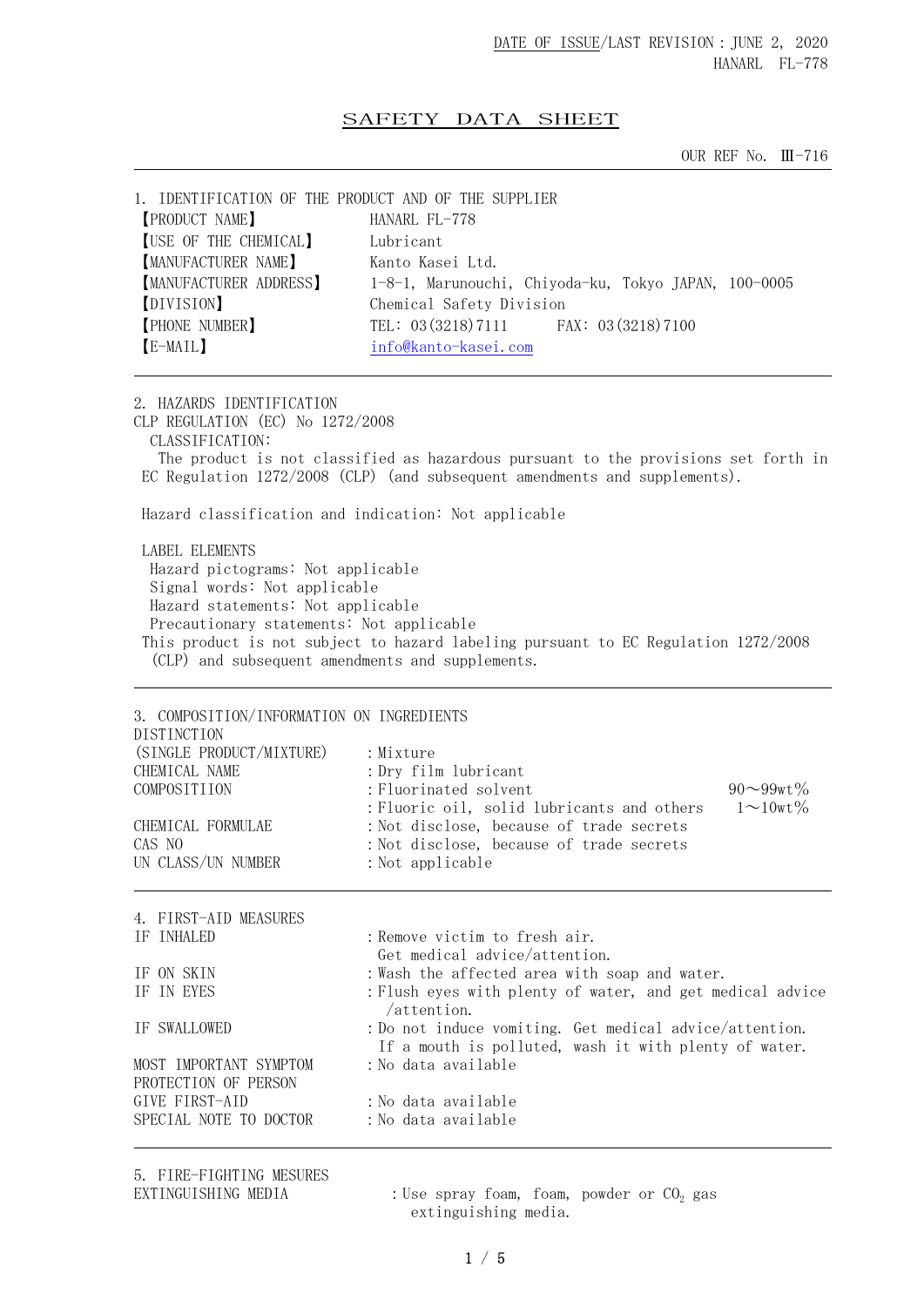DATE OF ISSUE/LAST REVISION：JUNE 2, 2020
HANARL FL-778

# SAFETY DATA SHEET

OUR REF No. Ⅲ-716

## 1. IDENTIFICATION OF THE PRODUCT AND OF THE SUPPLIER

| | |
|---|---|
| 【PRODUCT NAME】 | HANARL FL-778 |
| 【USE OF THE CHEMICAL】 | Lubricant |
| 【MANUFACTURER NAME】 | Kanto Kasei Ltd. |
| 【MANUFACTURER ADDRESS】 | 1-8-1, Marunouchi, Chiyoda-ku, Tokyo JAPAN, 100-0005 |
| 【DIVISION】 | Chemical Safety Division |
| 【PHONE NUMBER】 | TEL: 03(3218)7111 FAX: 03(3218)7100 |
| 【E-MAIL】 | info@kanto-kasei.com |

## 2. HAZARDS IDENTIFICATION

CLP REGULATION (EC) No 1272/2008

CLASSIFICATION:

The product is not classified as hazardous pursuant to the provisions set forth in EC Regulation 1272/2008 (CLP) (and subsequent amendments and supplements).

Hazard classification and indication: Not applicable

LABEL ELEMENTS

Hazard pictograms: Not applicable
Signal words: Not applicable
Hazard statements: Not applicable
Precautionary statements: Not applicable

This product is not subject to hazard labeling pursuant to EC Regulation 1272/2008 (CLP) and subsequent amendments and supplements.

## 3. COMPOSITION/INFORMATION ON INGREDIENTS

| | | |
|---|---|---|
| DISTINCTION (SINGLE PRODUCT/MIXTURE) | :Mixture | |
| CHEMICAL NAME | :Dry film lubricant | |
| COMPOSITIION | :Fluorinated solvent | 90～99wt% |
| | :Fluoric oil, solid lubricants and others | 1～10wt% |
| CHEMICAL FORMULAE | :Not disclose, because of trade secrets | |
| CAS NO | :Not disclose, because of trade secrets | |
| UN CLASS/UN NUMBER | :Not applicable | |

## 4. FIRST-AID MEASURES

| | |
|---|---|
| IF INHALED | :Remove victim to fresh air. Get medical advice/attention. |
| IF ON SKIN | :Wash the affected area with soap and water. |
| IF IN EYES | :Flush eyes with plenty of water, and get medical advice /attention. |
| IF SWALLOWED | :Do not induce vomiting. Get medical advice/attention. If a mouth is polluted, wash it with plenty of water. |
| MOST IMPORTANT SYMPTOM | :No data available |
| PROTECTION OF PERSON GIVE FIRST-AID | :No data available |
| SPECIAL NOTE TO DOCTOR | :No data available |

## 5. FIRE-FIGHTING MESURES

| | |
|---|---|
| EXTINGUISHING MEDIA | :Use spray foam, foam, powder or $CO_2$ gas extinguishing media. |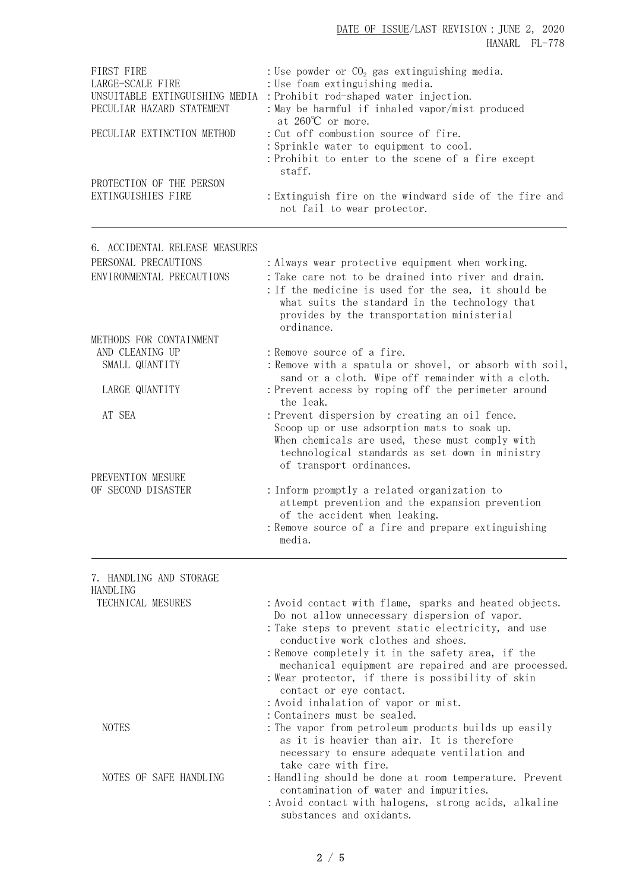| | |
|---|---|
| FIRST FIRE | : Use powder or $CO_2$ gas extinguishing media. |
| LARGE-SCALE FIRE | : Use foam extinguishing media. |
| UNSUITABLE EXTINGUISHING MEDIA | : Prohibit rod-shaped water injection. |
| PECULIAR HAZARD STATEMENT | : May be harmful if inhaled vapor/mist produced at 260℃ or more. |
| PECULIAR EXTINCTION METHOD | : Cut off combustion source of fire.<br>: Sprinkle water to equipment to cool.<br>: Prohibit to enter to the scene of a fire except staff. |
| PROTECTION OF THE PERSON EXTINGUISHIES FIRE | : Extinguish fire on the windward side of the fire and not fail to wear protector. |

## 6. ACCIDENTAL RELEASE MEASURES

| | |
|---|---|
| PERSONAL PRECAUTIONS | : Always wear protective equipment when working. |
| ENVIRONMENTAL PRECAUTIONS | : Take care not to be drained into river and drain.<br>: If the medicine is used for the sea, it should be what suits the standard in the technology that provides by the transportation ministerial ordinance. |
| METHODS FOR CONTAINMENT AND CLEANING UP | : Remove source of a fire. |
| SMALL QUANTITY | : Remove with a spatula or shovel, or absorb with soil, sand or a cloth. Wipe off remainder with a cloth. |
| LARGE QUANTITY | : Prevent access by roping off the perimeter around the leak. |
| AT SEA | : Prevent dispersion by creating an oil fence. Scoop up or use adsorption mats to soak up. When chemicals are used, these must comply with technological standards as set down in ministry of transport ordinances. |
| PREVENTION MESURE OF SECOND DISASTER | : Inform promptly a related organization to attempt prevention and the expansion prevention of the accident when leaking.<br>: Remove source of a fire and prepare extinguishing media. |

## 7. HANDLING AND STORAGE

HANDLING

| | |
|---|---|
| TECHNICAL MESURES | : Avoid contact with flame, sparks and heated objects. Do not allow unnecessary dispersion of vapor.<br>: Take steps to prevent static electricity, and use conductive work clothes and shoes.<br>: Remove completely it in the safety area, if the mechanical equipment are repaired and are processed.<br>: Wear protector, if there is possibility of skin contact or eye contact.<br>: Avoid inhalation of vapor or mist.<br>: Containers must be sealed. |
| NOTES | : The vapor from petroleum products builds up easily as it is heavier than air. It is therefore necessary to ensure adequate ventilation and take care with fire. |
| NOTES OF SAFE HANDLING | : Handling should be done at room temperature. Prevent contamination of water and impurities.<br>: Avoid contact with halogens, strong acids, alkaline substances and oxidants. |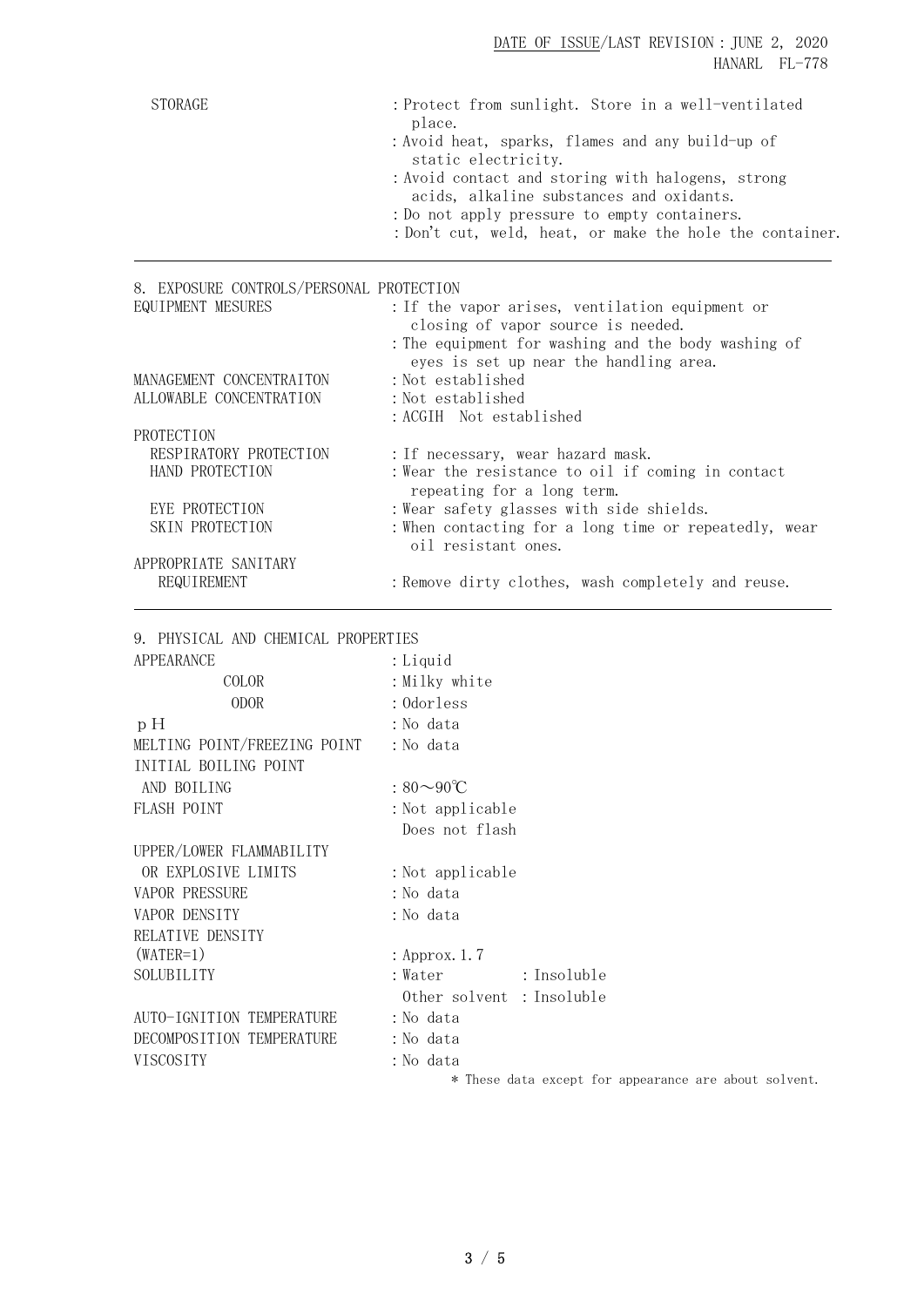| | |
|---|---|
| STORAGE | : Protect from sunlight. Store in a well-ventilated place. |
| | : Avoid heat, sparks, flames and any build-up of static electricity. |
| | : Avoid contact and storing with halogens, strong acids, alkaline substances and oxidants. |
| | : Do not apply pressure to empty containers. |
| | : Don't cut, weld, heat, or make the hole the container. |

---

## 8. EXPOSURE CONTROLS/PERSONAL PROTECTION

| | |
|---|---|
| EQUIPMENT MESURES | : If the vapor arises, ventilation equipment or closing of vapor source is needed. |
| | : The equipment for washing and the body washing of eyes is set up near the handling area. |
| MANAGEMENT CONCENTRAITON | : Not established |
| ALLOWABLE CONCENTRATION | : Not established |
| | : ACGIH Not established |
| PROTECTION | |
| RESPIRATORY PROTECTION | : If necessary, wear hazard mask. |
| HAND PROTECTION | : Wear the resistance to oil if coming in contact repeating for a long term. |
| EYE PROTECTION | : Wear safety glasses with side shields. |
| SKIN PROTECTION | : When contacting for a long time or repeatedly, wear oil resistant ones. |
| APPROPRIATE SANITARY REQUIREMENT | : Remove dirty clothes, wash completely and reuse. |

---

## 9. PHYSICAL AND CHEMICAL PROPERTIES

| | |
|---|---|
| APPEARANCE | : Liquid |
| COLOR | : Milky white |
| ODOR | : Odorless |
| pH | : No data |
| MELTING POINT/FREEZING POINT | : No data |
| INITIAL BOILING POINT AND BOILING | : 80～90℃ |
| FLASH POINT | : Not applicable<br>Does not flash |
| UPPER/LOWER FLAMMABILITY OR EXPLOSIVE LIMITS | : Not applicable |
| VAPOR PRESSURE | : No data |
| VAPOR DENSITY | : No data |
| RELATIVE DENSITY (WATER=1) | : Approx. 1.7 |
| SOLUBILITY | : Water : Insoluble<br>Other solvent : Insoluble |
| AUTO-IGNITION TEMPERATURE | : No data |
| DECOMPOSITION TEMPERATURE | : No data |
| VISCOSITY | : No data |

* These data except for appearance are about solvent.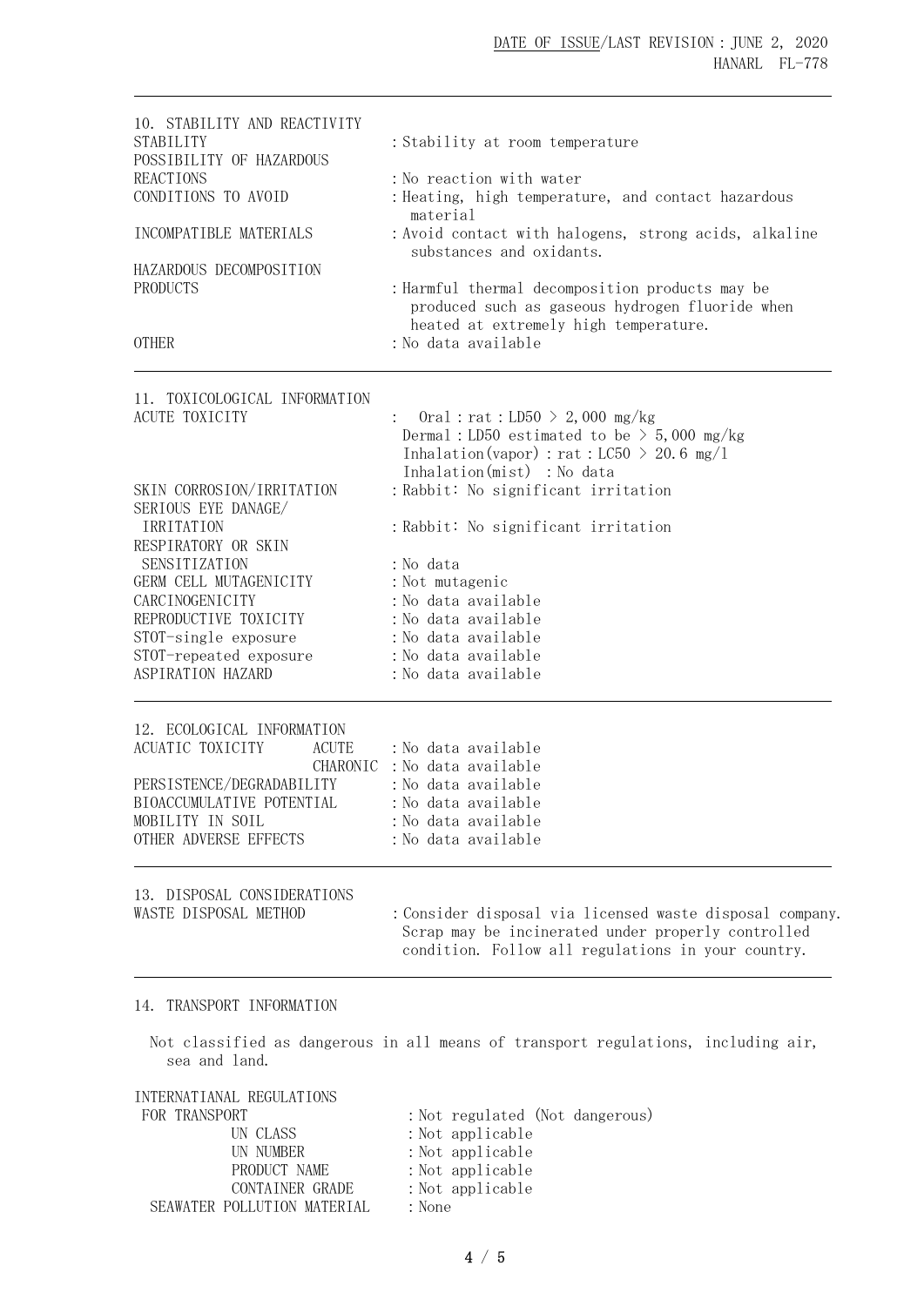## 10. STABILITY AND REACTIVITY

| | |
|---|---|
| STABILITY | : Stability at room temperature |
| POSSIBILITY OF HAZARDOUS REACTIONS | : No reaction with water |
| CONDITIONS TO AVOID | : Heating, high temperature, and contact hazardous material |
| INCOMPATIBLE MATERIALS | : Avoid contact with halogens, strong acids, alkaline substances and oxidants. |
| HAZARDOUS DECOMPOSITION PRODUCTS | : Harmful thermal decomposition products may be produced such as gaseous hydrogen fluoride when heated at extremely high temperature. |
| OTHER | : No data available |

## 11. TOXICOLOGICAL INFORMATION

| | |
|---|---|
| ACUTE TOXICITY | : Oral : rat : LD50 > 2,000 mg/kg<br>Dermal : LD50 estimated to be > 5,000 mg/kg<br>Inhalation(vapor) : rat : LC50 > 20.6 mg/l<br>Inhalation(mist) : No data |
| SKIN CORROSION/IRRITATION | : Rabbit: No significant irritation |
| SERIOUS EYE DANAGE/ IRRITATION | : Rabbit: No significant irritation |
| RESPIRATORY OR SKIN SENSITIZATION | : No data |
| GERM CELL MUTAGENICITY | : Not mutagenic |
| CARCINOGENICITY | : No data available |
| REPRODUCTIVE TOXICITY | : No data available |
| STOT-single exposure | : No data available |
| STOT-repeated exposure | : No data available |
| ASPIRATION HAZARD | : No data available |

## 12. ECOLOGICAL INFORMATION

| | | |
|---|---|---|
| ACUATIC TOXICITY | ACUTE | : No data available |
| | CHARONIC | : No data available |
| PERSISTENCE/DEGRADABILITY | | : No data available |
| BIOACCUMULATIVE POTENTIAL | | : No data available |
| MOBILITY IN SOIL | | : No data available |
| OTHER ADVERSE EFFECTS | | : No data available |

## 13. DISPOSAL CONSIDERATIONS

| | |
|---|---|
| WASTE DISPOSAL METHOD | : Consider disposal via licensed waste disposal company. Scrap may be incinerated under properly controlled condition. Follow all regulations in your country. |

## 14. TRANSPORT INFORMATION

Not classified as dangerous in all means of transport regulations, including air, sea and land.

| | |
|---|---|
| INTERNATIANAL REGULATIONS FOR TRANSPORT | : Not regulated (Not dangerous) |
| UN CLASS | : Not applicable |
| UN NUMBER | : Not applicable |
| PRODUCT NAME | : Not applicable |
| CONTAINER GRADE | : Not applicable |
| SEAWATER POLLUTION MATERIAL | : None |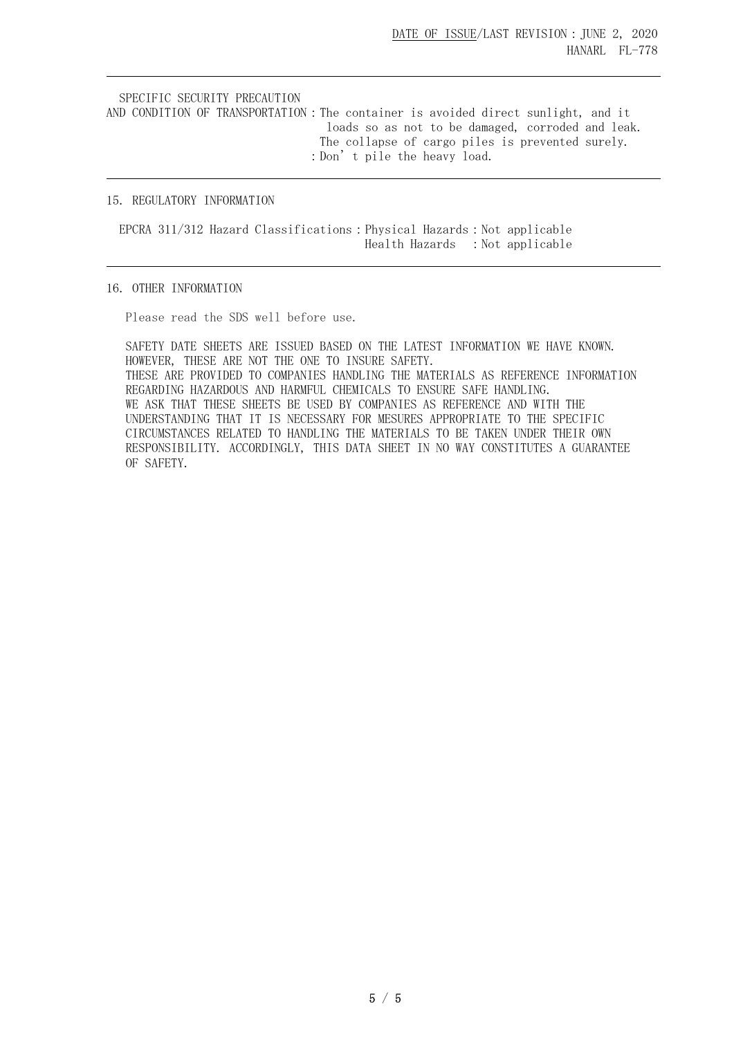SPECIFIC SECURITY PRECAUTION AND CONDITION OF TRANSPORTATION : The container is avoided direct sunlight, and it loads so as not to be damaged, corroded and leak. The collapse of cargo piles is prevented surely.
: Don't pile the heavy load.

## 15. REGULATORY INFORMATION

EPCRA 311/312 Hazard Classifications : Physical Hazards : Not applicable
Health Hazards : Not applicable

## 16. OTHER INFORMATION

Please read the SDS well before use.

SAFETY DATE SHEETS ARE ISSUED BASED ON THE LATEST INFORMATION WE HAVE KNOWN. HOWEVER, THESE ARE NOT THE ONE TO INSURE SAFETY.
THESE ARE PROVIDED TO COMPANIES HANDLING THE MATERIALS AS REFERENCE INFORMATION REGARDING HAZARDOUS AND HARMFUL CHEMICALS TO ENSURE SAFE HANDLING.
WE ASK THAT THESE SHEETS BE USED BY COMPANIES AS REFERENCE AND WITH THE UNDERSTANDING THAT IT IS NECESSARY FOR MESURES APPROPRIATE TO THE SPECIFIC CIRCUMSTANCES RELATED TO HANDLING THE MATERIALS TO BE TAKEN UNDER THEIR OWN RESPONSIBILITY. ACCORDINGLY, THIS DATA SHEET IN NO WAY CONSTITUTES A GUARANTEE OF SAFETY.